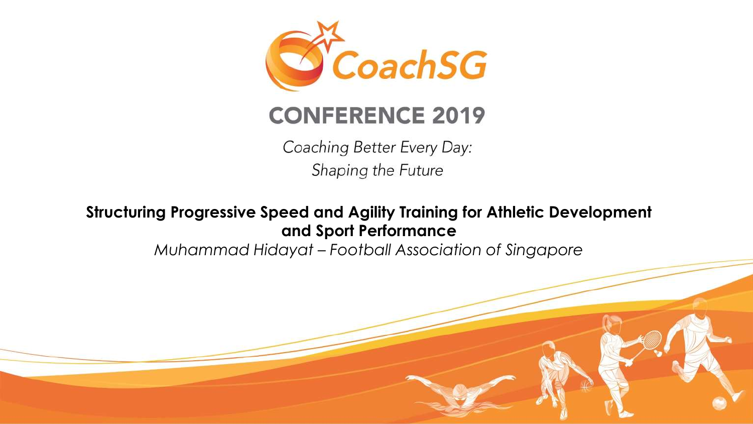CoachSG

# CONFERENCE 2019

*Coaching Better Every Day:*
*Shaping the Future*

**Structuring Progressive Speed and Agility Training for Athletic Development and Sport Performance**

*Muhammad Hidayat – Football Association of Singapore*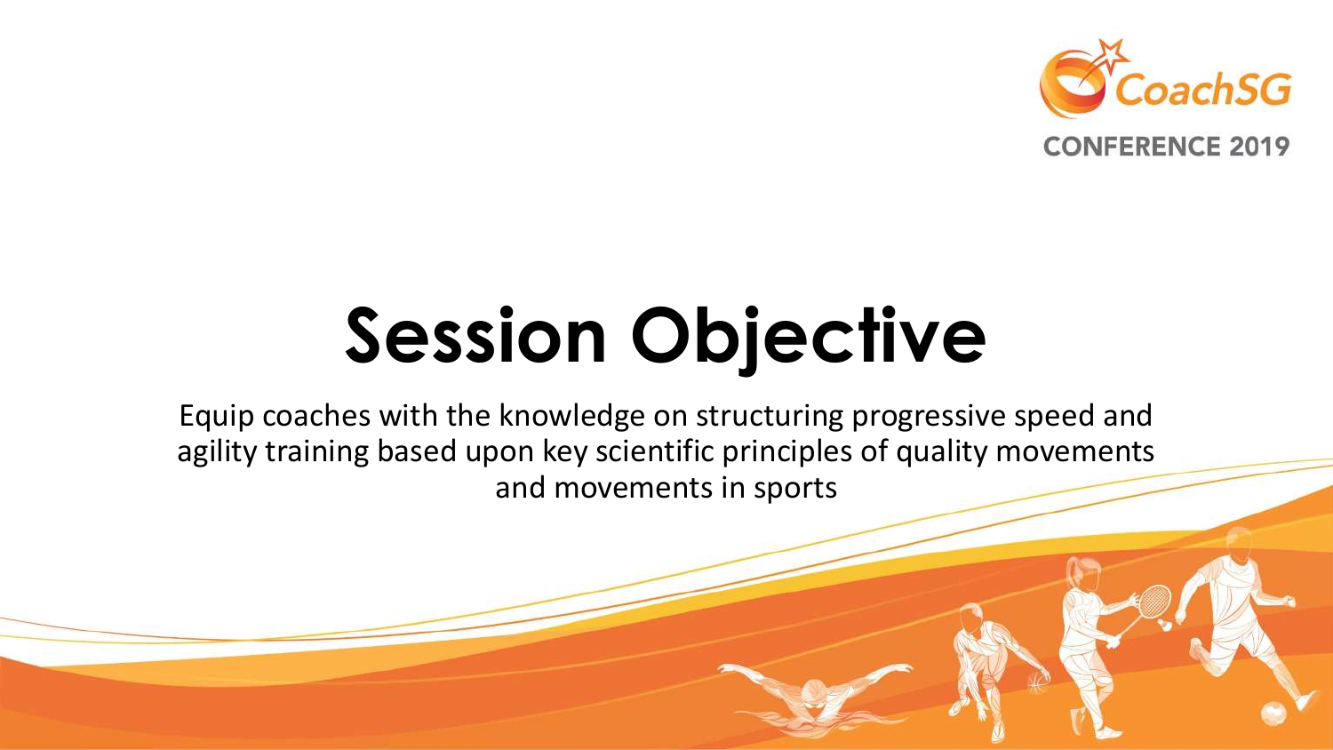# Session Objective

Equip coaches with the knowledge on structuring progressive speed and agility training based upon key scientific principles of quality movements and movements in sports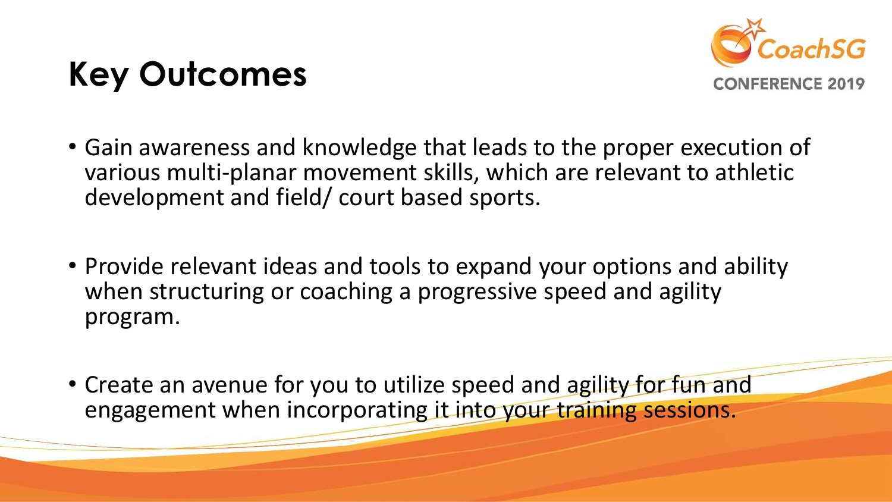# Key Outcomes

- Gain awareness and knowledge that leads to the proper execution of various multi-planar movement skills, which are relevant to athletic development and field/ court based sports.
- Provide relevant ideas and tools to expand your options and ability when structuring or coaching a progressive speed and agility program.
- Create an avenue for you to utilize speed and agility for fun and engagement when incorporating it into your training sessions.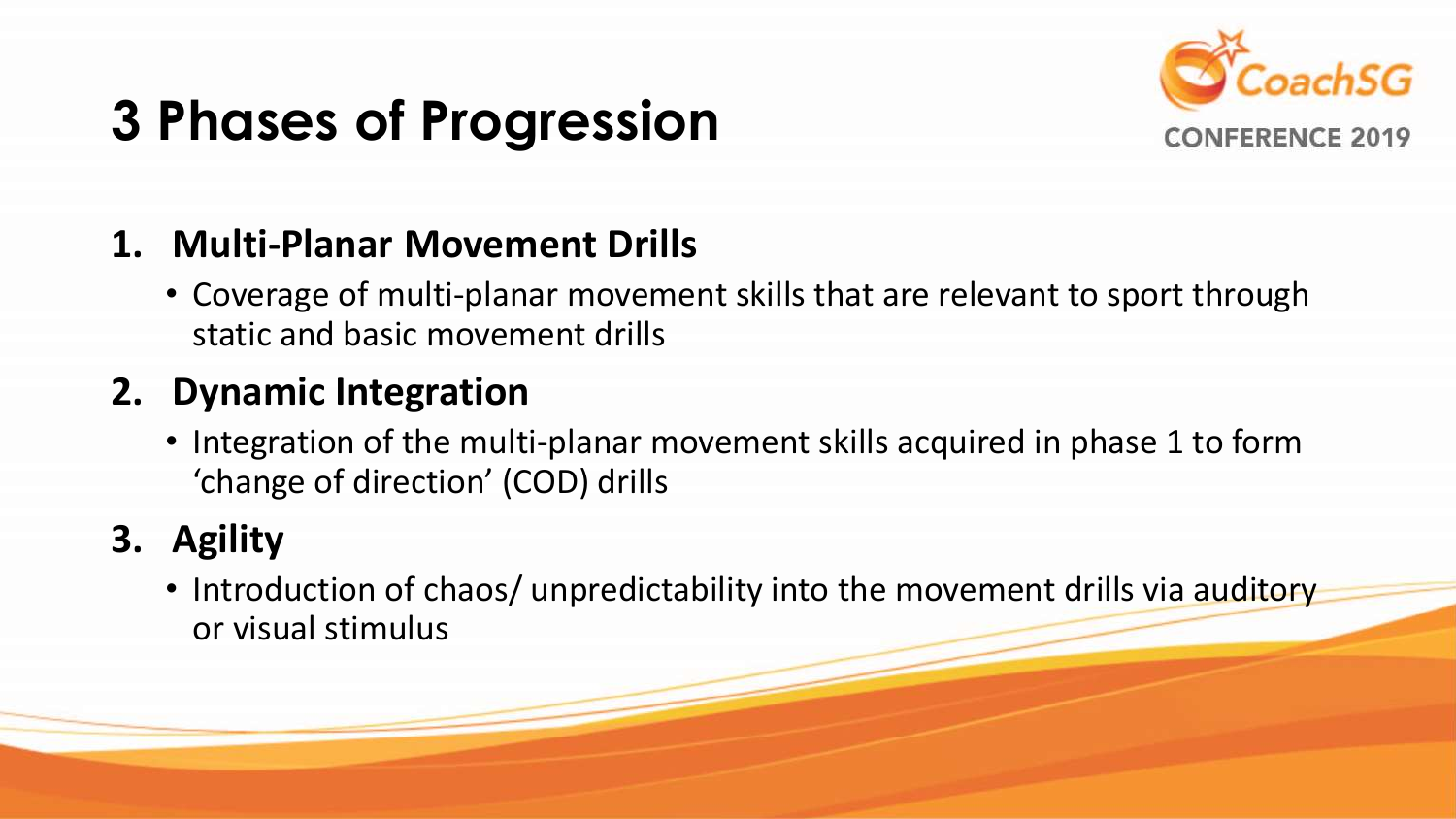# 3 Phases of Progression

1. **Multi-Planar Movement Drills**
   - Coverage of multi-planar movement skills that are relevant to sport through static and basic movement drills
2. **Dynamic Integration**
   - Integration of the multi-planar movement skills acquired in phase 1 to form 'change of direction' (COD) drills
3. **Agility**
   - Introduction of chaos/ unpredictability into the movement drills via auditory or visual stimulus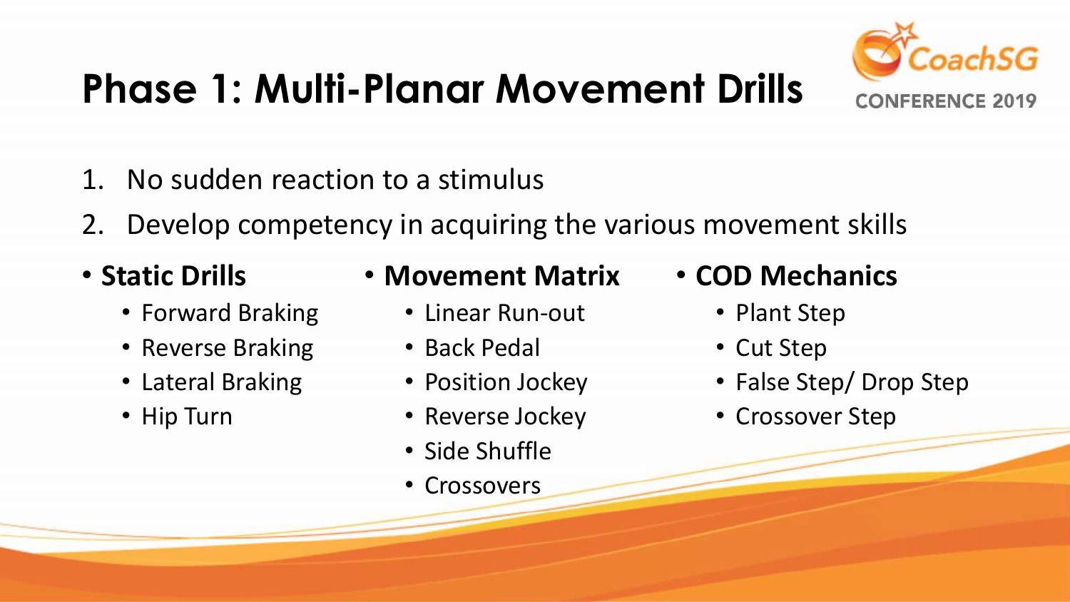# Phase 1: Multi-Planar Movement Drills

1. No sudden reaction to a stimulus
2. Develop competency in acquiring the various movement skills

- **Static Drills**
  - Forward Braking
  - Reverse Braking
  - Lateral Braking
  - Hip Turn
- **Movement Matrix**
  - Linear Run-out
  - Back Pedal
  - Position Jockey
  - Reverse Jockey
  - Side Shuffle
  - Crossovers
- **COD Mechanics**
  - Plant Step
  - Cut Step
  - False Step/ Drop Step
  - Crossover Step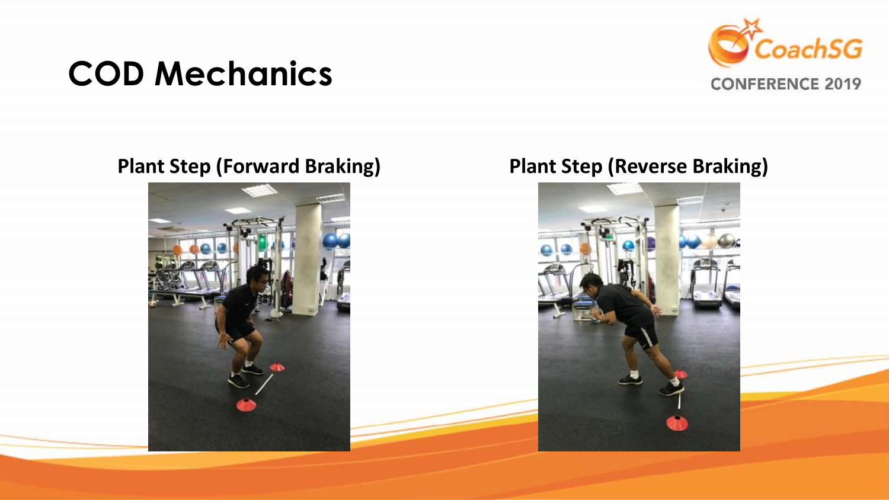# COD Mechanics

**Plant Step (Forward Braking)**

**Plant Step (Reverse Braking)**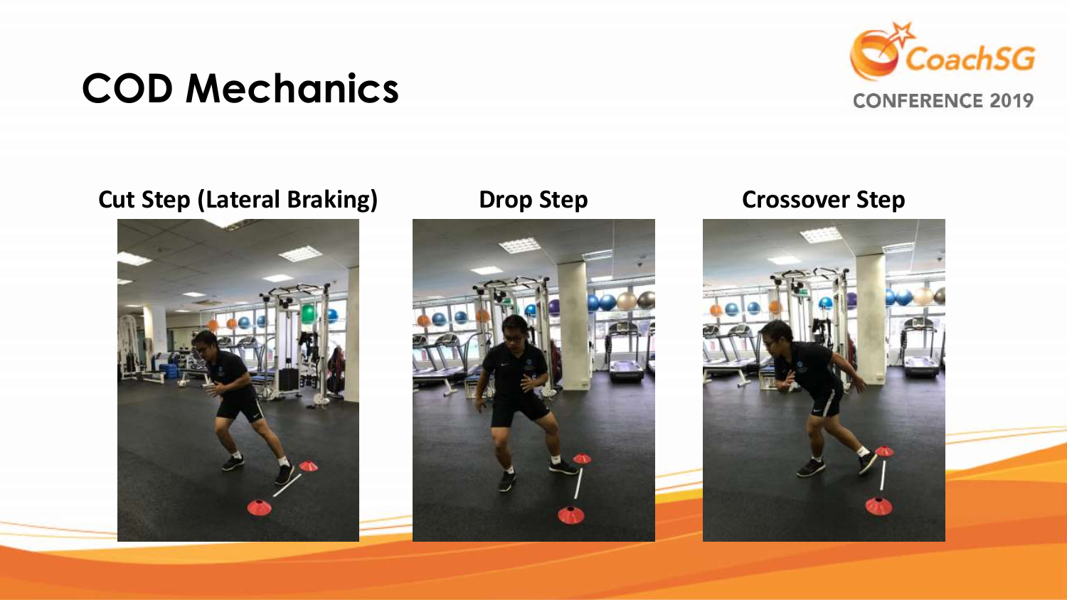# COD Mechanics

**Cut Step (Lateral Braking)**

**Drop Step**

**Crossover Step**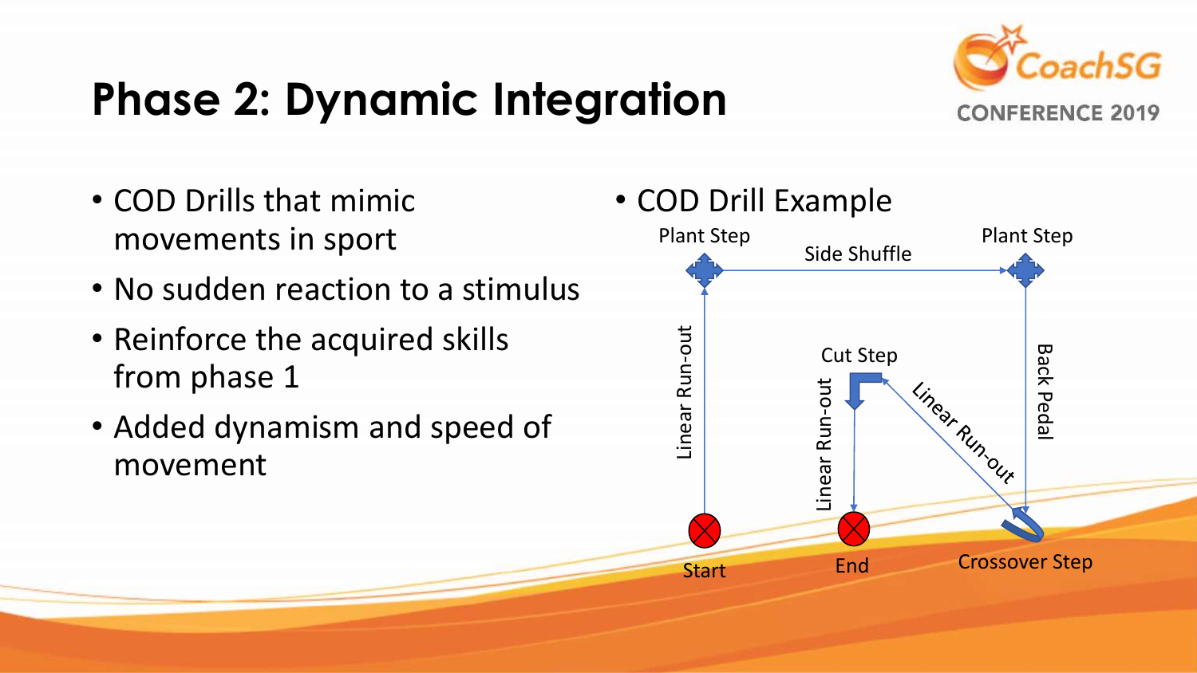# Phase 2: Dynamic Integration

- COD Drills that mimic movements in sport
- No sudden reaction to a stimulus
- Reinforce the acquired skills from phase 1
- Added dynamism and speed of movement

- COD Drill Example

Plant Step

Side Shuffle

Plant Step

Linear Run-out

Cut Step

Linear Run-out

Linear Run-out

Back Pedal

Start

End

Crossover Step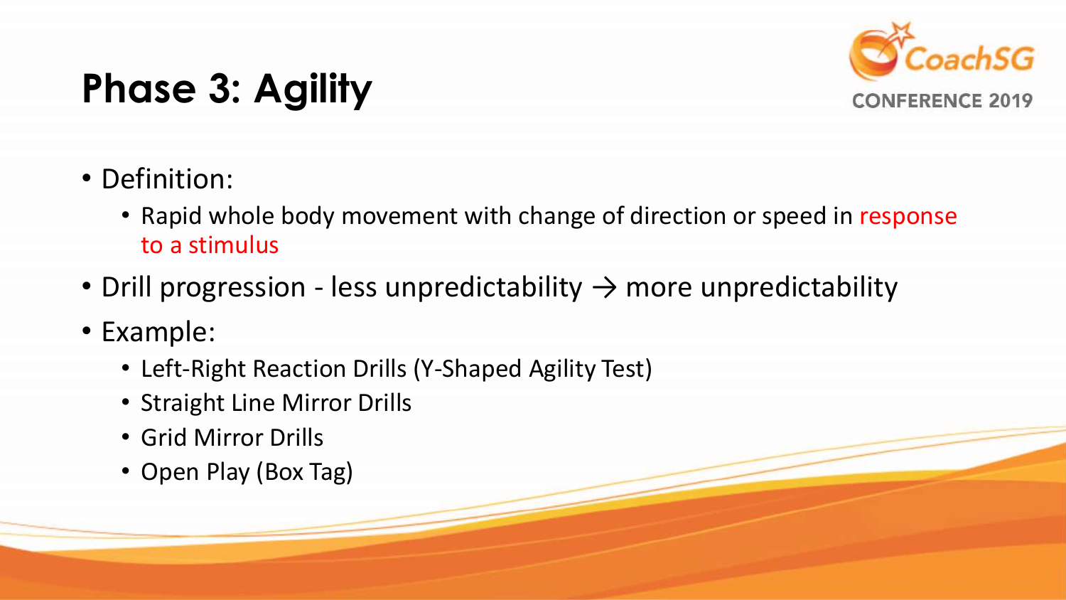# Phase 3: Agility

- Definition:
  - Rapid whole body movement with change of direction or speed in response to a stimulus
- Drill progression - less unpredictability → more unpredictability
- Example:
  - Left-Right Reaction Drills (Y-Shaped Agility Test)
  - Straight Line Mirror Drills
  - Grid Mirror Drills
  - Open Play (Box Tag)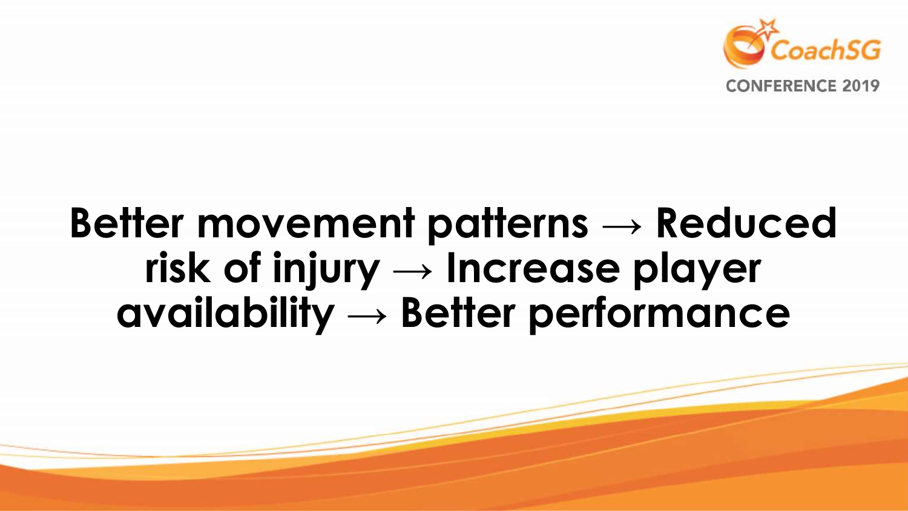# Better movement patterns → Reduced risk of injury → Increase player availability → Better performance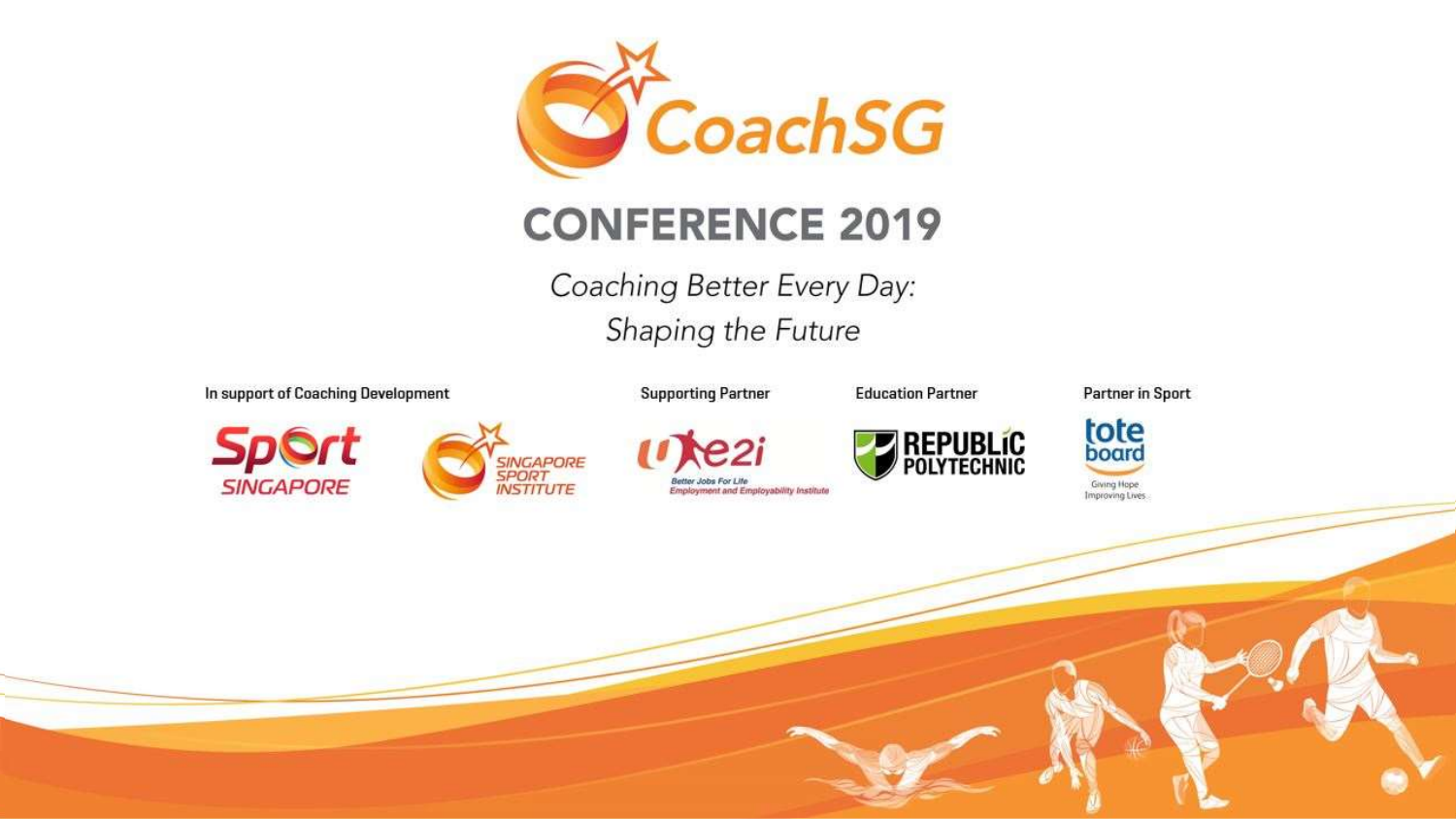# CoachSG

## CONFERENCE 2019

*Coaching Better Every Day:*
*Shaping the Future*

In support of Coaching Development

Sport SINGAPORE

SINGAPORE SPORT INSTITUTE

Supporting Partner

e2i

Better Jobs For Life
Employment and Employability Institute

Education Partner

REPUBLIC POLYTECHNIC

Partner in Sport

tote board

Giving Hope
Improving Lives